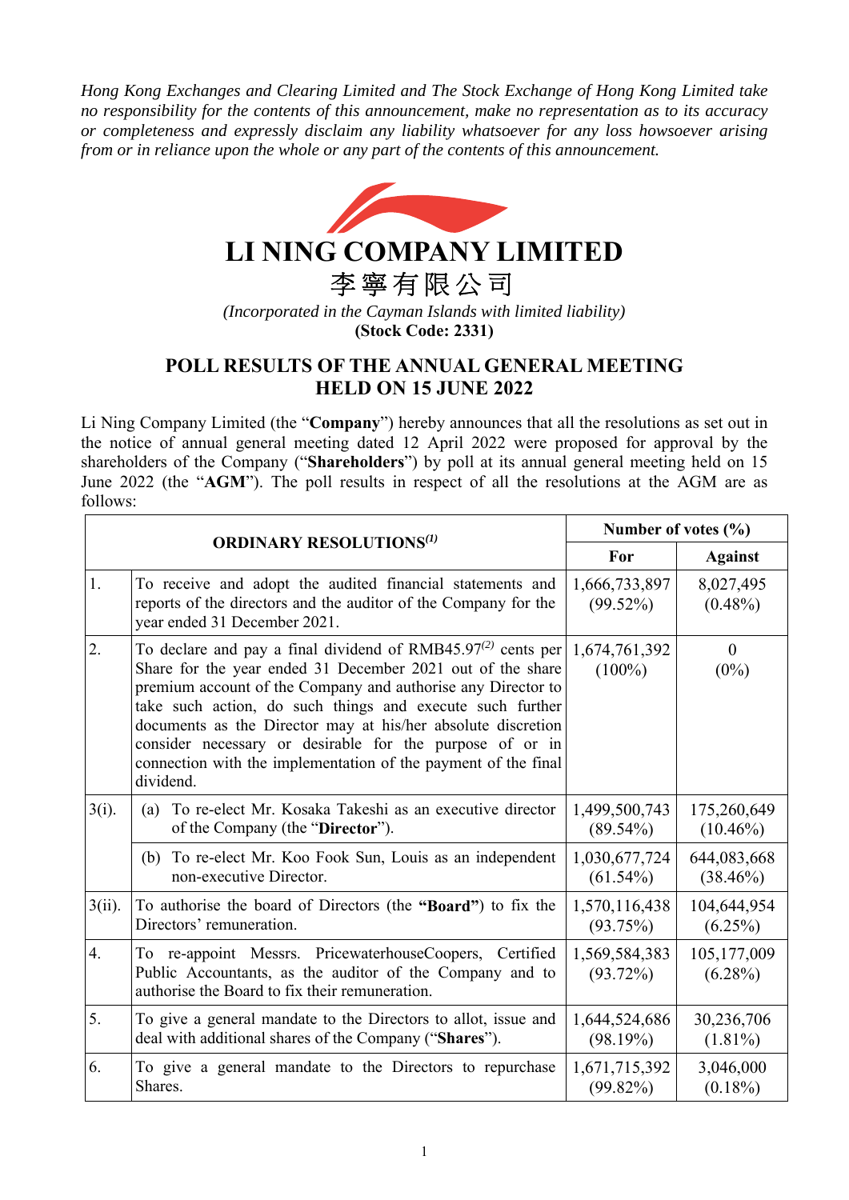*Hong Kong Exchanges and Clearing Limited and The Stock Exchange of Hong Kong Limited take no responsibility for the contents of this announcement, make no representation as to its accuracy or completeness and expressly disclaim any liability whatsoever for any loss howsoever arising from or in reliance upon the whole or any part of the contents of this announcement.*

# LI NING COMPANY LIMITED

# 李寧有限公司

*(Incorporated in the Cayman Islands with limited liability)*

**(Stock Code: 2331)**

## POLL RESULTS OF THE ANNUAL GENERAL MEETING HELD ON 15 JUNE 2022

Li Ning Company Limited (the "**Company**") hereby announces that all the resolutions as set out in the notice of annual general meeting dated 12 April 2022 were proposed for approval by the shareholders of the Company ("**Shareholders**") by poll at its annual general meeting held on 15 June 2022 (the "**AGM**"). The poll results in respect of all the resolutions at the AGM are as follows:

| **ORDINARY RESOLUTIONS**[(1)] | | **Number of votes (%)** | |
|---|---|---|---|
| | | **For** | **Against** |
| 1. | To receive and adopt the audited financial statements and reports of the directors and the auditor of the Company for the year ended 31 December 2021. | 1,666,733,897 (99.52%) | 8,027,495 (0.48%) |
| 2. | To declare and pay a final dividend of RMB45.97[(2)] cents per Share for the year ended 31 December 2021 out of the share premium account of the Company and authorise any Director to take such action, do such things and execute such further documents as the Director may at his/her absolute discretion consider necessary or desirable for the purpose of or in connection with the implementation of the payment of the final dividend. | 1,674,761,392 (100%) | 0 (0%) |
| 3(i). | (a) To re-elect Mr. Kosaka Takeshi as an executive director of the Company (the "**Director**"). | 1,499,500,743 (89.54%) | 175,260,649 (10.46%) |
| | (b) To re-elect Mr. Koo Fook Sun, Louis as an independent non-executive Director. | 1,030,677,724 (61.54%) | 644,083,668 (38.46%) |
| 3(ii). | To authorise the board of Directors (the "**Board**") to fix the Directors' remuneration. | 1,570,116,438 (93.75%) | 104,644,954 (6.25%) |
| 4. | To re-appoint Messrs. PricewaterhouseCoopers, Certified Public Accountants, as the auditor of the Company and to authorise the Board to fix their remuneration. | 1,569,584,383 (93.72%) | 105,177,009 (6.28%) |
| 5. | To give a general mandate to the Directors to allot, issue and deal with additional shares of the Company ("**Shares**"). | 1,644,524,686 (98.19%) | 30,236,706 (1.81%) |
| 6. | To give a general mandate to the Directors to repurchase Shares. | 1,671,715,392 (99.82%) | 3,046,000 (0.18%) |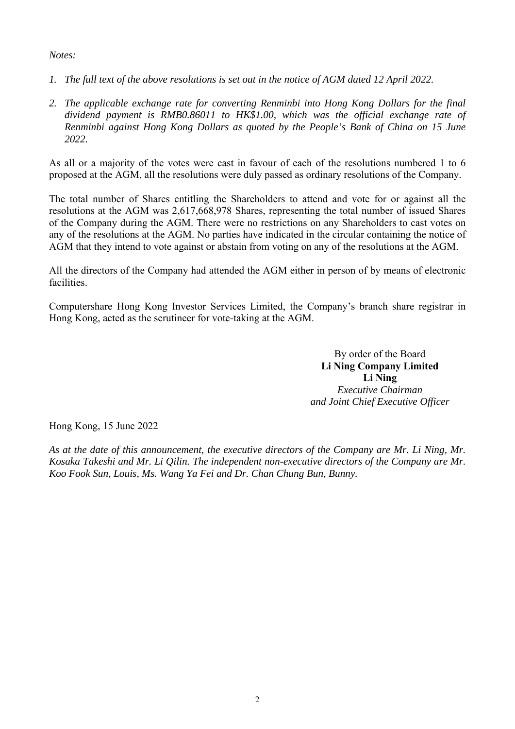*Notes:*

1. *The full text of the above resolutions is set out in the notice of AGM dated 12 April 2022.*
2. *The applicable exchange rate for converting Renminbi into Hong Kong Dollars for the final dividend payment is RMB0.86011 to HK$1.00, which was the official exchange rate of Renminbi against Hong Kong Dollars as quoted by the People's Bank of China on 15 June 2022.*

As all or a majority of the votes were cast in favour of each of the resolutions numbered 1 to 6 proposed at the AGM, all the resolutions were duly passed as ordinary resolutions of the Company.

The total number of Shares entitling the Shareholders to attend and vote for or against all the resolutions at the AGM was 2,617,668,978 Shares, representing the total number of issued Shares of the Company during the AGM. There were no restrictions on any Shareholders to cast votes on any of the resolutions at the AGM. No parties have indicated in the circular containing the notice of AGM that they intend to vote against or abstain from voting on any of the resolutions at the AGM.

All the directors of the Company had attended the AGM either in person of by means of electronic facilities.

Computershare Hong Kong Investor Services Limited, the Company's branch share registrar in Hong Kong, acted as the scrutineer for vote-taking at the AGM.

By order of the Board
**Li Ning Company Limited**
**Li Ning**
*Executive Chairman*
*and Joint Chief Executive Officer*

Hong Kong, 15 June 2022

*As at the date of this announcement, the executive directors of the Company are Mr. Li Ning, Mr. Kosaka Takeshi and Mr. Li Qilin. The independent non-executive directors of the Company are Mr. Koo Fook Sun, Louis, Ms. Wang Ya Fei and Dr. Chan Chung Bun, Bunny.*